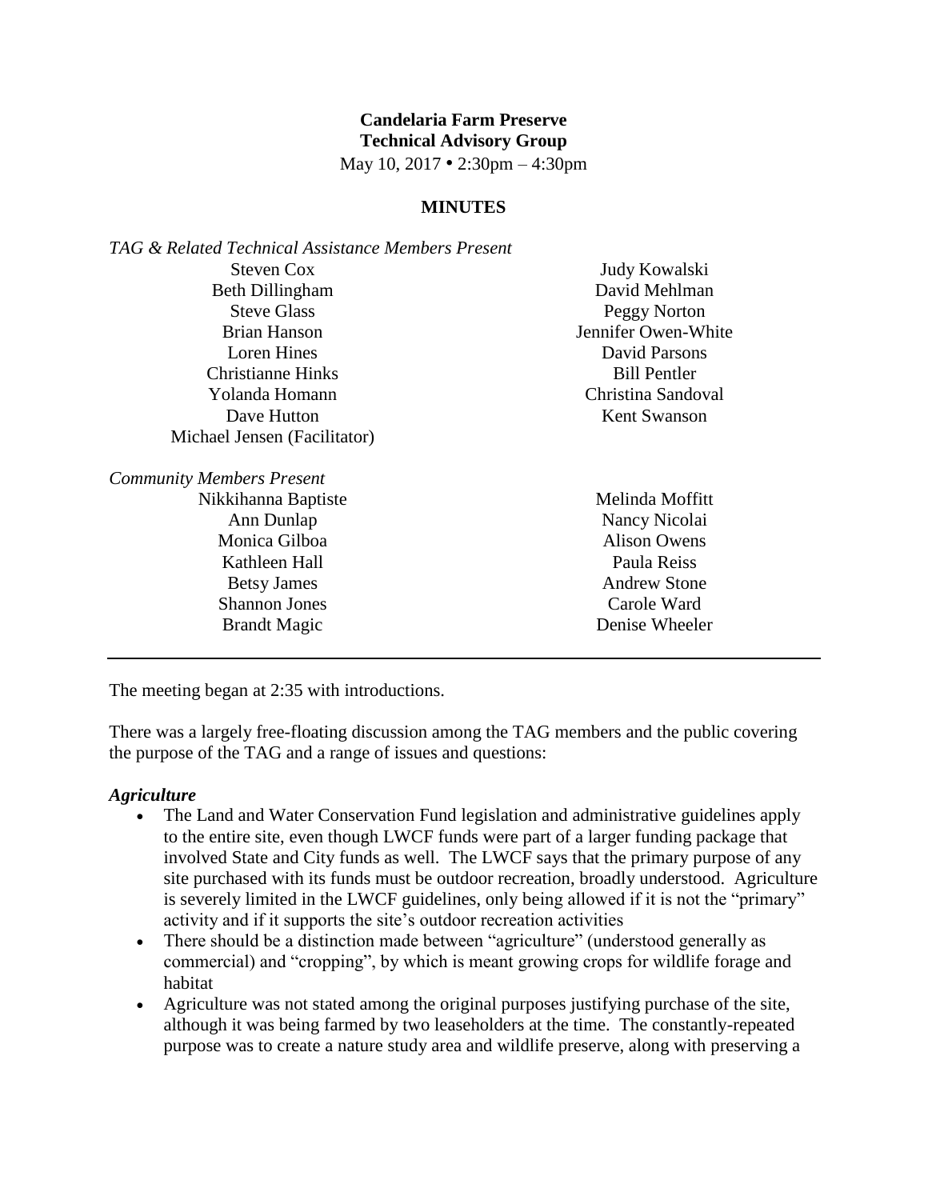**Candelaria Farm Preserve**
**Technical Advisory Group**
May 10, 2017 • 2:30pm – 4:30pm

**MINUTES**

*TAG & Related Technical Assistance Members Present*

Steven Cox
Beth Dillingham
Steve Glass
Brian Hanson
Loren Hines
Christianne Hinks
Yolanda Homann
Dave Hutton
Michael Jensen (Facilitator)
Judy Kowalski
David Mehlman
Peggy Norton
Jennifer Owen-White
David Parsons
Bill Pentler
Christina Sandoval
Kent Swanson

*Community Members Present*

Nikkihanna Baptiste
Ann Dunlap
Monica Gilboa
Kathleen Hall
Betsy James
Shannon Jones
Brandt Magic
Melinda Moffitt
Nancy Nicolai
Alison Owens
Paula Reiss
Andrew Stone
Carole Ward
Denise Wheeler

---

The meeting began at 2:35 with introductions.

There was a largely free-floating discussion among the TAG members and the public covering the purpose of the TAG and a range of issues and questions:

***Agriculture***

- The Land and Water Conservation Fund legislation and administrative guidelines apply to the entire site, even though LWCF funds were part of a larger funding package that involved State and City funds as well. The LWCF says that the primary purpose of any site purchased with its funds must be outdoor recreation, broadly understood. Agriculture is severely limited in the LWCF guidelines, only being allowed if it is not the "primary" activity and if it supports the site's outdoor recreation activities
- There should be a distinction made between "agriculture" (understood generally as commercial) and "cropping", by which is meant growing crops for wildlife forage and habitat
- Agriculture was not stated among the original purposes justifying purchase of the site, although it was being farmed by two leaseholders at the time. The constantly-repeated purpose was to create a nature study area and wildlife preserve, along with preserving a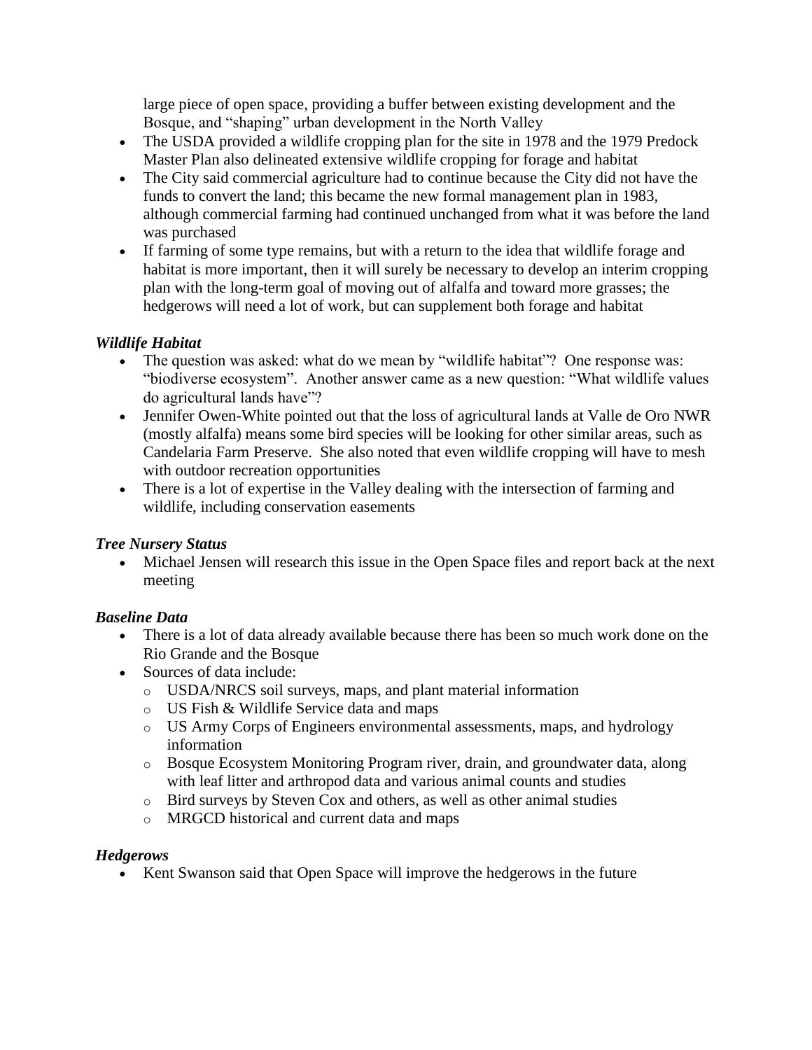large piece of open space, providing a buffer between existing development and the Bosque, and "shaping" urban development in the North Valley

- The USDA provided a wildlife cropping plan for the site in 1978 and the 1979 Predock Master Plan also delineated extensive wildlife cropping for forage and habitat
- The City said commercial agriculture had to continue because the City did not have the funds to convert the land; this became the new formal management plan in 1983, although commercial farming had continued unchanged from what it was before the land was purchased
- If farming of some type remains, but with a return to the idea that wildlife forage and habitat is more important, then it will surely be necessary to develop an interim cropping plan with the long-term goal of moving out of alfalfa and toward more grasses; the hedgerows will need a lot of work, but can supplement both forage and habitat

### *Wildlife Habitat*

- The question was asked: what do we mean by "wildlife habitat"? One response was: "biodiverse ecosystem". Another answer came as a new question: "What wildlife values do agricultural lands have"?
- Jennifer Owen-White pointed out that the loss of agricultural lands at Valle de Oro NWR (mostly alfalfa) means some bird species will be looking for other similar areas, such as Candelaria Farm Preserve. She also noted that even wildlife cropping will have to mesh with outdoor recreation opportunities
- There is a lot of expertise in the Valley dealing with the intersection of farming and wildlife, including conservation easements

### *Tree Nursery Status*

- Michael Jensen will research this issue in the Open Space files and report back at the next meeting

### *Baseline Data*

- There is a lot of data already available because there has been so much work done on the Rio Grande and the Bosque
- Sources of data include:
  - USDA/NRCS soil surveys, maps, and plant material information
  - US Fish & Wildlife Service data and maps
  - US Army Corps of Engineers environmental assessments, maps, and hydrology information
  - Bosque Ecosystem Monitoring Program river, drain, and groundwater data, along with leaf litter and arthropod data and various animal counts and studies
  - Bird surveys by Steven Cox and others, as well as other animal studies
  - MRGCD historical and current data and maps

### *Hedgerows*

- Kent Swanson said that Open Space will improve the hedgerows in the future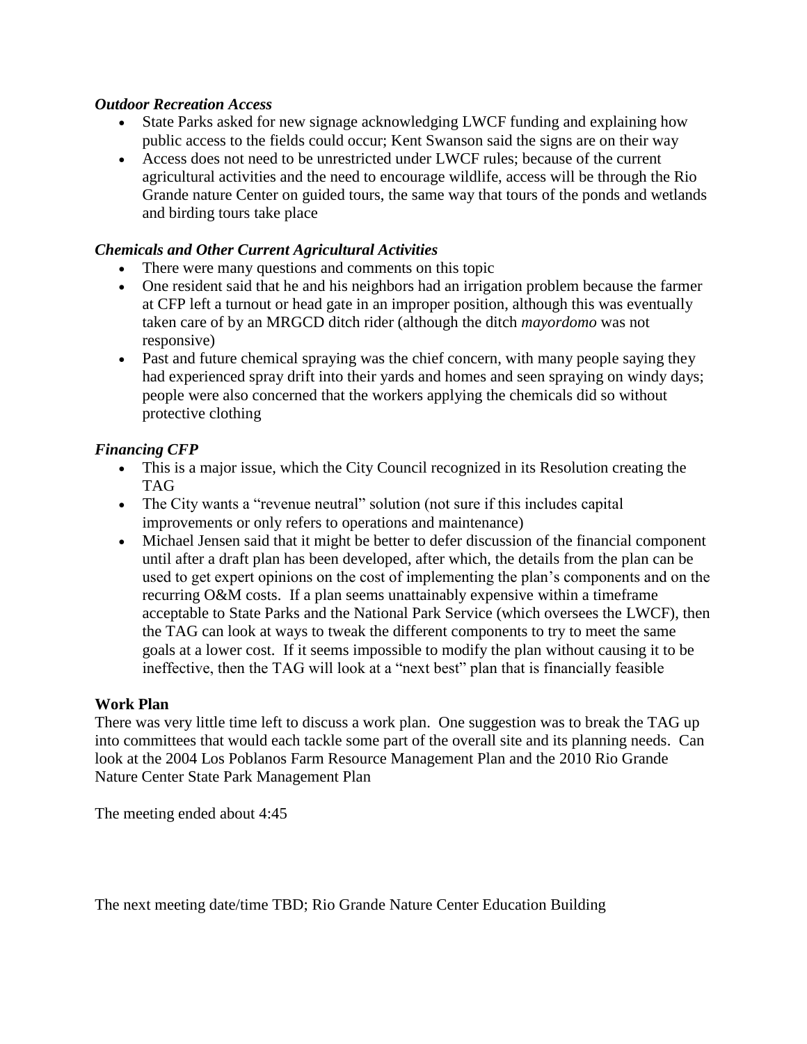***Outdoor Recreation Access***

- State Parks asked for new signage acknowledging LWCF funding and explaining how public access to the fields could occur; Kent Swanson said the signs are on their way
- Access does not need to be unrestricted under LWCF rules; because of the current agricultural activities and the need to encourage wildlife, access will be through the Rio Grande nature Center on guided tours, the same way that tours of the ponds and wetlands and birding tours take place

***Chemicals and Other Current Agricultural Activities***

- There were many questions and comments on this topic
- One resident said that he and his neighbors had an irrigation problem because the farmer at CFP left a turnout or head gate in an improper position, although this was eventually taken care of by an MRGCD ditch rider (although the ditch *mayordomo* was not responsive)
- Past and future chemical spraying was the chief concern, with many people saying they had experienced spray drift into their yards and homes and seen spraying on windy days; people were also concerned that the workers applying the chemicals did so without protective clothing

***Financing CFP***

- This is a major issue, which the City Council recognized in its Resolution creating the TAG
- The City wants a "revenue neutral" solution (not sure if this includes capital improvements or only refers to operations and maintenance)
- Michael Jensen said that it might be better to defer discussion of the financial component until after a draft plan has been developed, after which, the details from the plan can be used to get expert opinions on the cost of implementing the plan's components and on the recurring O&M costs. If a plan seems unattainably expensive within a timeframe acceptable to State Parks and the National Park Service (which oversees the LWCF), then the TAG can look at ways to tweak the different components to try to meet the same goals at a lower cost. If it seems impossible to modify the plan without causing it to be ineffective, then the TAG will look at a "next best" plan that is financially feasible

**Work Plan**

There was very little time left to discuss a work plan. One suggestion was to break the TAG up into committees that would each tackle some part of the overall site and its planning needs. Can look at the 2004 Los Poblanos Farm Resource Management Plan and the 2010 Rio Grande Nature Center State Park Management Plan

The meeting ended about 4:45

The next meeting date/time TBD; Rio Grande Nature Center Education Building